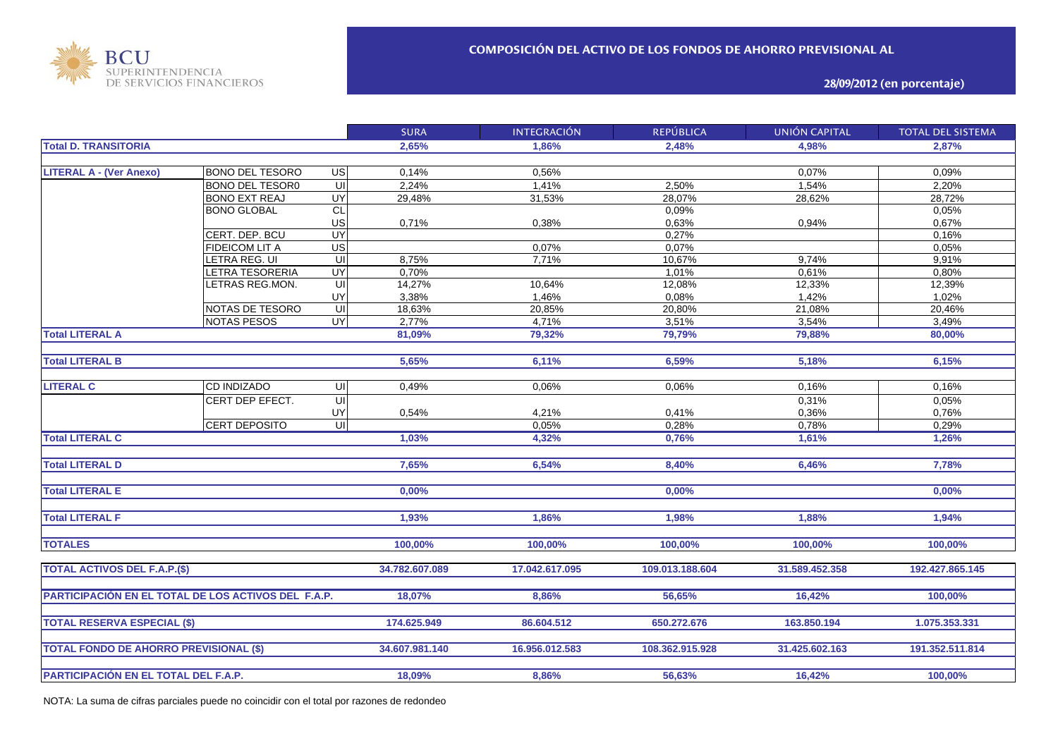BCU SUPERINTENDENCIA DE SERVICIOS FINANCIEROS

## COMPOSICIÓN DEL ACTIVO DE LOS FONDOS DE AHORRO PREVISIONAL AL

**28/09/2012 (en porcentaje)**

| | | | SURA | INTEGRACIÓN | REPÚBLICA | UNIÓN CAPITAL | TOTAL DEL SISTEMA |
|---|---|---|---|---|---|---|---|
| **Total D. TRANSITORIA** | | | **2,65%** | **1,86%** | **2,48%** | **4,98%** | **2,87%** |
| **LITERAL A - (Ver Anexo)** | BONO DEL TESORO | US | 0,14% | 0,56% | | 0,07% | 0,09% |
| | BONO DEL TESOR0 | UI | 2,24% | 1,41% | 2,50% | 1,54% | 2,20% |
| | BONO EXT REAJ | UY | 29,48% | 31,53% | 28,07% | 28,62% | 28,72% |
| | BONO GLOBAL | CL | | | 0,09% | | 0,05% |
| | | US | 0,71% | 0,38% | 0,63% | 0,94% | 0,67% |
| | CERT. DEP. BCU | UY | | | 0,27% | | 0,16% |
| | FIDEICOM LIT A | US | | 0,07% | 0,07% | | 0,05% |
| | LETRA REG. UI | UI | 8,75% | 7,71% | 10,67% | 9,74% | 9,91% |
| | LETRA TESORERIA | UY | 0,70% | | 1,01% | 0,61% | 0,80% |
| | LETRAS REG.MON. | UI | 14,27% | 10,64% | 12,08% | 12,33% | 12,39% |
| | | UY | 3,38% | 1,46% | 0,08% | 1,42% | 1,02% |
| | NOTAS DE TESORO | UI | 18,63% | 20,85% | 20,80% | 21,08% | 20,46% |
| | NOTAS PESOS | UY | 2,77% | 4,71% | 3,51% | 3,54% | 3,49% |
| **Total LITERAL A** | | | **81,09%** | **79,32%** | **79,79%** | **79,88%** | **80,00%** |
| **Total LITERAL B** | | | **5,65%** | **6,11%** | **6,59%** | **5,18%** | **6,15%** |
| **LITERAL C** | CD INDIZADO | UI | 0,49% | 0,06% | 0,06% | 0,16% | 0,16% |
| | CERT DEP EFECT. | UI | | | | 0,31% | 0,05% |
| | | UY | 0,54% | 4,21% | 0,41% | 0,36% | 0,76% |
| | CERT DEPOSITO | UI | | 0,05% | 0,28% | 0,78% | 0,29% |
| **Total LITERAL C** | | | **1,03%** | **4,32%** | **0,76%** | **1,61%** | **1,26%** |
| **Total LITERAL D** | | | **7,65%** | **6,54%** | **8,40%** | **6,46%** | **7,78%** |
| **Total LITERAL E** | | | **0,00%** | | **0,00%** | | **0,00%** |
| **Total LITERAL F** | | | **1,93%** | **1,86%** | **1,98%** | **1,88%** | **1,94%** |
| **TOTALES** | | | **100,00%** | **100,00%** | **100,00%** | **100,00%** | **100,00%** |
| **TOTAL ACTIVOS DEL F.A.P.($)** | | | **34.782.607.089** | **17.042.617.095** | **109.013.188.604** | **31.589.452.358** | **192.427.865.145** |
| **PARTICIPACIÓN EN EL TOTAL DE LOS ACTIVOS DEL F.A.P.** | | | **18,07%** | **8,86%** | **56,65%** | **16,42%** | **100,00%** |
| **TOTAL RESERVA ESPECIAL ($)** | | | **174.625.949** | **86.604.512** | **650.272.676** | **163.850.194** | **1.075.353.331** |
| **TOTAL FONDO DE AHORRO PREVISIONAL ($)** | | | **34.607.981.140** | **16.956.012.583** | **108.362.915.928** | **31.425.602.163** | **191.352.511.814** |
| **PARTICIPACIÓN EN EL TOTAL DEL F.A.P.** | | | **18,09%** | **8,86%** | **56,63%** | **16,42%** | **100,00%** |

NOTA: La suma de cifras parciales puede no coincidir con el total por razones de redondeo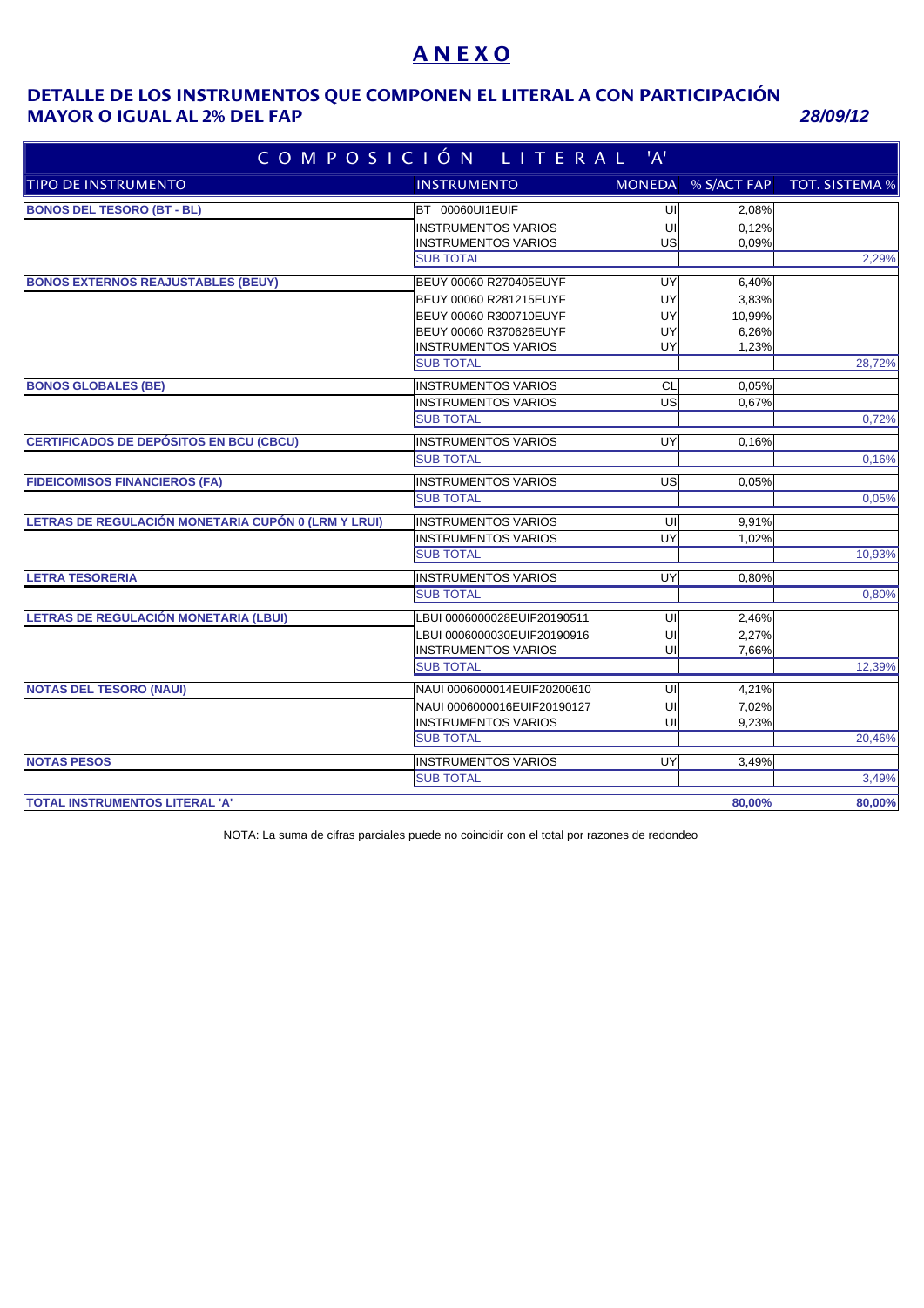# ANEXO

## DETALLE DE LOS INSTRUMENTOS QUE COMPONEN EL LITERAL A CON PARTICIPACIÓN MAYOR O IGUAL AL 2% DEL FAP

*28/09/12*

| COMPOSICIÓN LITERAL 'A' | | | | |
|---|---|---|---|---|
| **TIPO DE INSTRUMENTO** | **INSTRUMENTO** | **MONEDA** | **% S/ACT FAP** | **TOT. SISTEMA %** |
| **BONOS DEL TESORO (BT - BL)** | BT 00060UI1EUIF | UI | 2,08% | |
| | INSTRUMENTOS VARIOS | UI | 0,12% | |
| | INSTRUMENTOS VARIOS | US | 0,09% | |
| | SUB TOTAL | | | 2,29% |
| **BONOS EXTERNOS REAJUSTABLES (BEUY)** | BEUY 00060 R270405EUYF | UY | 6,40% | |
| | BEUY 00060 R281215EUYF | UY | 3,83% | |
| | BEUY 00060 R300710EUYF | UY | 10,99% | |
| | BEUY 00060 R370626EUYF | UY | 6,26% | |
| | INSTRUMENTOS VARIOS | UY | 1,23% | |
| | SUB TOTAL | | | 28,72% |
| **BONOS GLOBALES (BE)** | INSTRUMENTOS VARIOS | CL | 0,05% | |
| | INSTRUMENTOS VARIOS | US | 0,67% | |
| | SUB TOTAL | | | 0,72% |
| **CERTIFICADOS DE DEPÓSITOS EN BCU (CBCU)** | INSTRUMENTOS VARIOS | UY | 0,16% | |
| | SUB TOTAL | | | 0,16% |
| **FIDEICOMISOS FINANCIEROS (FA)** | INSTRUMENTOS VARIOS | US | 0,05% | |
| | SUB TOTAL | | | 0,05% |
| **LETRAS DE REGULACIÓN MONETARIA CUPÓN 0 (LRM Y LRUI)** | INSTRUMENTOS VARIOS | UI | 9,91% | |
| | INSTRUMENTOS VARIOS | UY | 1,02% | |
| | SUB TOTAL | | | 10,93% |
| **LETRA TESORERIA** | INSTRUMENTOS VARIOS | UY | 0,80% | |
| | SUB TOTAL | | | 0,80% |
| **LETRAS DE REGULACIÓN MONETARIA (LBUI)** | LBUI 0006000028EUIF20190511 | UI | 2,46% | |
| | LBUI 0006000030EUIF20190916 | UI | 2,27% | |
| | INSTRUMENTOS VARIOS | UI | 7,66% | |
| | SUB TOTAL | | | 12,39% |
| **NOTAS DEL TESORO (NAUI)** | NAUI 0006000014EUIF20200610 | UI | 4,21% | |
| | NAUI 0006000016EUIF20190127 | UI | 7,02% | |
| | INSTRUMENTOS VARIOS | UI | 9,23% | |
| | SUB TOTAL | | | 20,46% |
| **NOTAS PESOS** | INSTRUMENTOS VARIOS | UY | 3,49% | |
| | SUB TOTAL | | | 3,49% |
| **TOTAL INSTRUMENTOS LITERAL 'A'** | | | **80,00%** | **80,00%** |

NOTA: La suma de cifras parciales puede no coincidir con el total por razones de redondeo